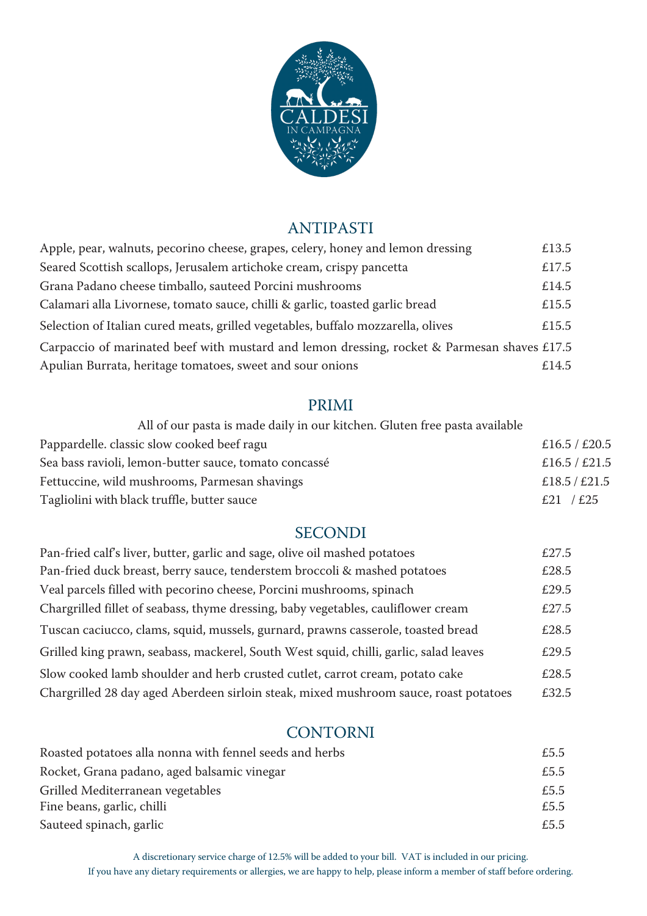CALDESI
IN CAMPAGNA

## ANTIPASTI

| | |
|---|---|
| Apple, pear, walnuts, pecorino cheese, grapes, celery, honey and lemon dressing | £13.5 |
| Seared Scottish scallops, Jerusalem artichoke cream, crispy pancetta | £17.5 |
| Grana Padano cheese timballo, sauteed Porcini mushrooms | £14.5 |
| Calamari alla Livornese, tomato sauce, chilli & garlic, toasted garlic bread | £15.5 |
| Selection of Italian cured meats, grilled vegetables, buffalo mozzarella, olives | £15.5 |
| Carpaccio of marinated beef with mustard and lemon dressing, rocket & Parmesan shaves | £17.5 |
| Apulian Burrata, heritage tomatoes, sweet and sour onions | £14.5 |

## PRIMI

All of our pasta is made daily in our kitchen. Gluten free pasta available

| | |
|---|---|
| Pappardelle. classic slow cooked beef ragu | £16.5 / £20.5 |
| Sea bass ravioli, lemon-butter sauce, tomato concassé | £16.5 / £21.5 |
| Fettuccine, wild mushrooms, Parmesan shavings | £18.5 / £21.5 |
| Tagliolini with black truffle, butter sauce | £21 / £25 |

## SECONDI

| | |
|---|---|
| Pan-fried calf's liver, butter, garlic and sage, olive oil mashed potatoes | £27.5 |
| Pan-fried duck breast, berry sauce, tenderstem broccoli & mashed potatoes | £28.5 |
| Veal parcels filled with pecorino cheese, Porcini mushrooms, spinach | £29.5 |
| Chargrilled fillet of seabass, thyme dressing, baby vegetables, cauliflower cream | £27.5 |
| Tuscan caciucco, clams, squid, mussels, gurnard, prawns casserole, toasted bread | £28.5 |
| Grilled king prawn, seabass, mackerel, South West squid, chilli, garlic, salad leaves | £29.5 |
| Slow cooked lamb shoulder and herb crusted cutlet, carrot cream, potato cake | £28.5 |
| Chargrilled 28 day aged Aberdeen sirloin steak, mixed mushroom sauce, roast potatoes | £32.5 |

## CONTORNI

| | |
|---|---|
| Roasted potatoes alla nonna with fennel seeds and herbs | £5.5 |
| Rocket, Grana padano, aged balsamic vinegar | £5.5 |
| Grilled Mediterranean vegetables | £5.5 |
| Fine beans, garlic, chilli | £5.5 |
| Sauteed spinach, garlic | £5.5 |

A discretionary service charge of 12.5% will be added to your bill. VAT is included in our pricing.
If you have any dietary requirements or allergies, we are happy to help, please inform a member of staff before ordering.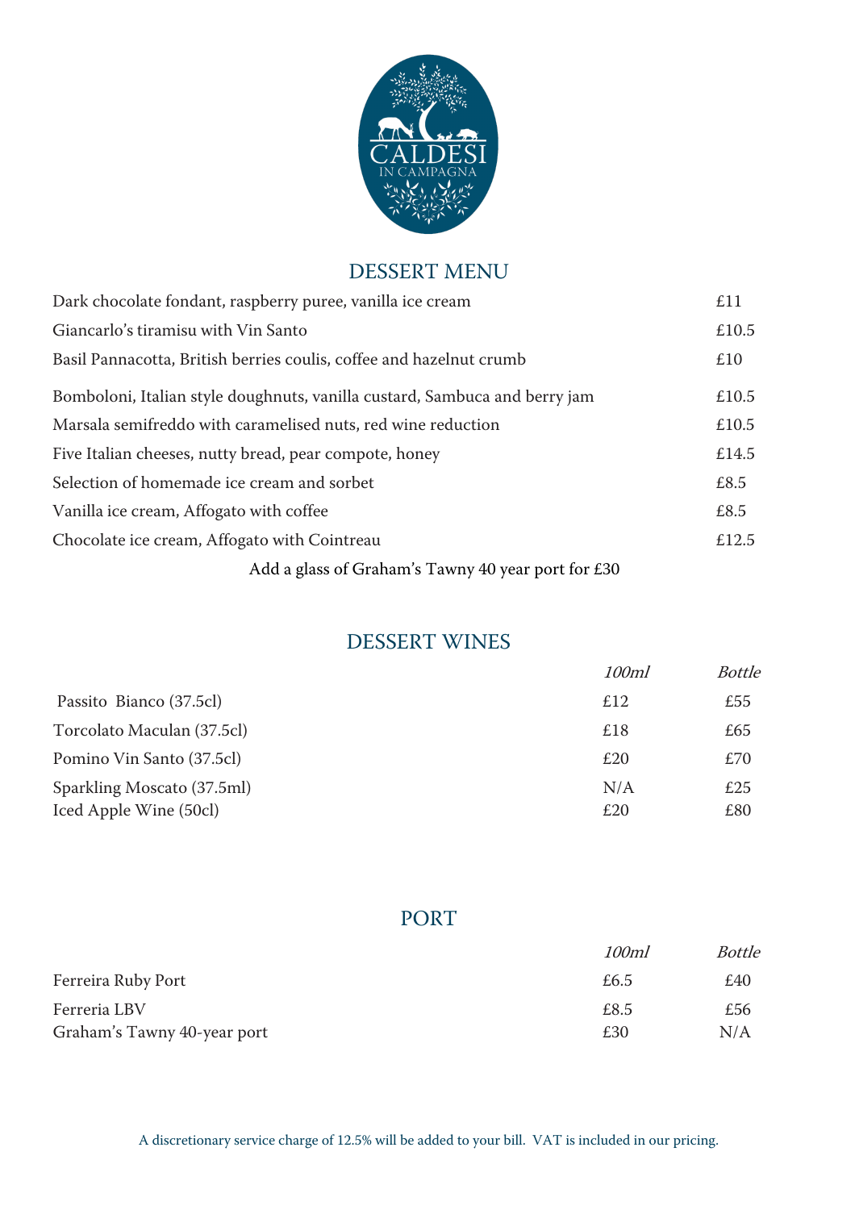CALDESI

IN CAMPAGNA

## DESSERT MENU

| | |
|---|---|
| Dark chocolate fondant, raspberry puree, vanilla ice cream | £11 |
| Giancarlo's tiramisu with Vin Santo | £10.5 |
| Basil Pannacotta, British berries coulis, coffee and hazelnut crumb | £10 |
| Bomboloni, Italian style doughnuts, vanilla custard, Sambuca and berry jam | £10.5 |
| Marsala semifreddo with caramelised nuts, red wine reduction | £10.5 |
| Five Italian cheeses, nutty bread, pear compote, honey | £14.5 |
| Selection of homemade ice cream and sorbet | £8.5 |
| Vanilla ice cream, Affogato with coffee | £8.5 |
| Chocolate ice cream, Affogato with Cointreau | £12.5 |

Add a glass of Graham's Tawny 40 year port for £30

## DESSERT WINES

| | *100ml* | *Bottle* |
|---|---|---|
| Passito Bianco (37.5cl) | £12 | £55 |
| Torcolato Maculan (37.5cl) | £18 | £65 |
| Pomino Vin Santo (37.5cl) | £20 | £70 |
| Sparkling Moscato (37.5ml) | N/A | £25 |
| Iced Apple Wine (50cl) | £20 | £80 |

## PORT

| | *100ml* | *Bottle* |
|---|---|---|
| Ferreira Ruby Port | £6.5 | £40 |
| Ferreria LBV | £8.5 | £56 |
| Graham's Tawny 40-year port | £30 | N/A |

A discretionary service charge of 12.5% will be added to your bill. VAT is included in our pricing.